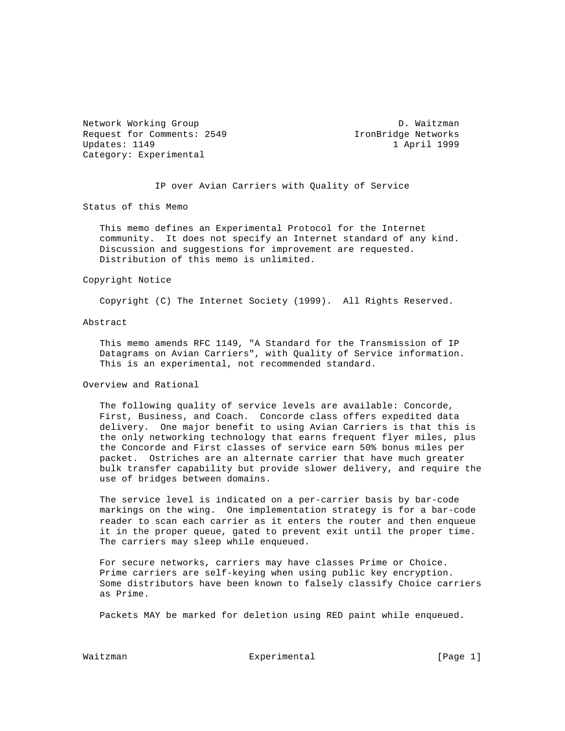Network Working Group D. Waitzman
Request for Comments: 2549 IronBridge Networks
Updates: 1149 1 April 1999
Category: Experimental

# IP over Avian Carriers with Quality of Service

## Status of this Memo

This memo defines an Experimental Protocol for the Internet community. It does not specify an Internet standard of any kind. Discussion and suggestions for improvement are requested. Distribution of this memo is unlimited.

## Copyright Notice

Copyright (C) The Internet Society (1999). All Rights Reserved.

## Abstract

This memo amends RFC 1149, "A Standard for the Transmission of IP Datagrams on Avian Carriers", with Quality of Service information. This is an experimental, not recommended standard.

## Overview and Rational

The following quality of service levels are available: Concorde, First, Business, and Coach. Concorde class offers expedited data delivery. One major benefit to using Avian Carriers is that this is the only networking technology that earns frequent flyer miles, plus the Concorde and First classes of service earn 50% bonus miles per packet. Ostriches are an alternate carrier that have much greater bulk transfer capability but provide slower delivery, and require the use of bridges between domains.

The service level is indicated on a per-carrier basis by bar-code markings on the wing. One implementation strategy is for a bar-code reader to scan each carrier as it enters the router and then enqueue it in the proper queue, gated to prevent exit until the proper time. The carriers may sleep while enqueued.

For secure networks, carriers may have classes Prime or Choice. Prime carriers are self-keying when using public key encryption. Some distributors have been known to falsely classify Choice carriers as Prime.

Packets MAY be marked for deletion using RED paint while enqueued.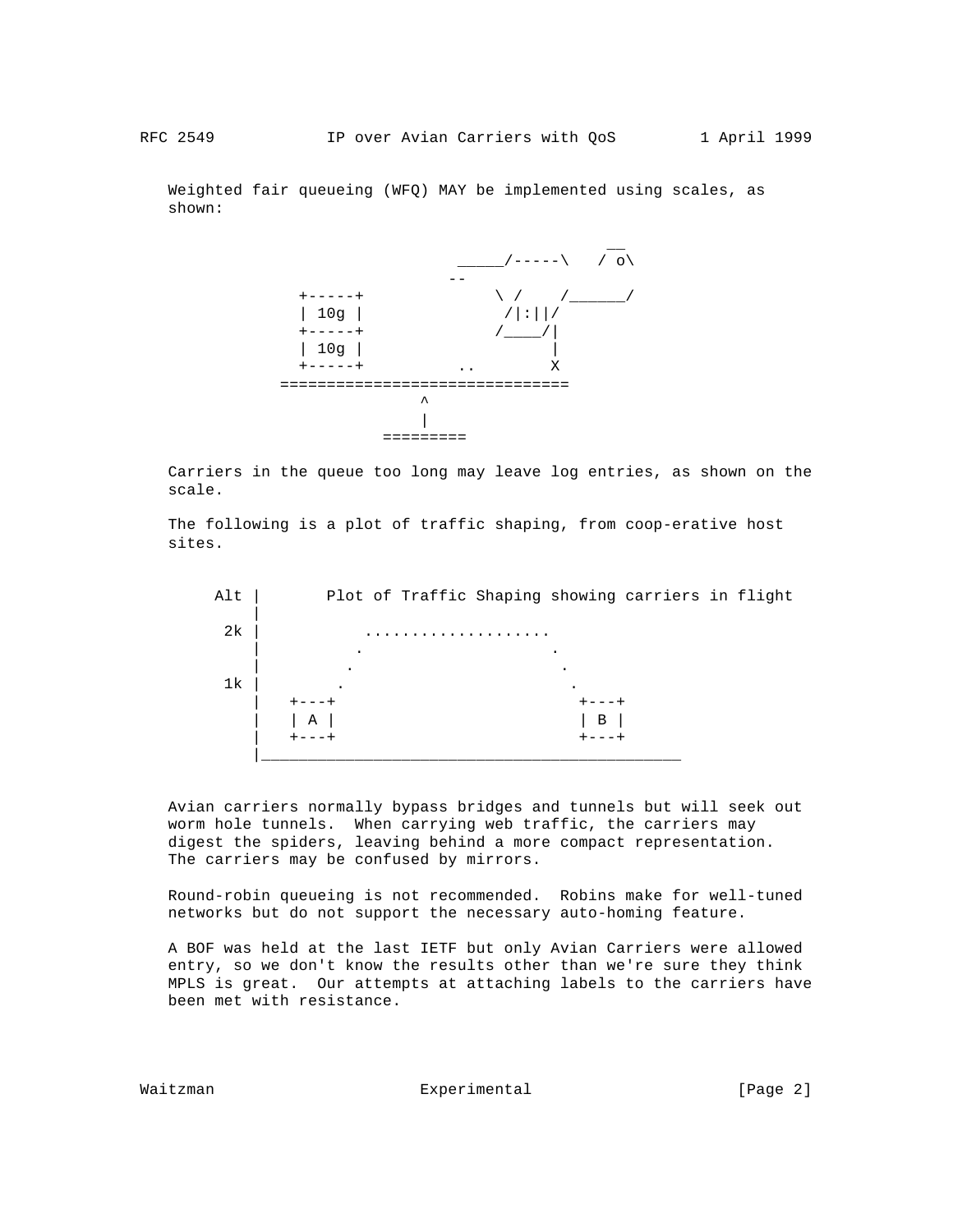Weighted fair queueing (WFQ) MAY be implemented using scales, as shown:

```
                                              __
                         _____/-----\   / o\
                        --
           +-----+              \ /    /______/
           | 10g |               /|:||/
           +-----+              /____/|
           | 10g |                    |
           +-----+          ..        X
         ==============================
                         ^
                         |
                     =========
```

Carriers in the queue too long may leave log entries, as shown on the scale.

The following is a plot of traffic shaping, from coop-erative host sites.

```
     Alt |       Plot of Traffic Shaping showing carriers in flight
         |
      2k |           ....................
         |          .                    .
         |         .                      .
      1k |        .                        .
         |   +---+                          +---+
         |   | A |                          | B |
         |   +---+                          +---+
         |_____________________________________________
```

Avian carriers normally bypass bridges and tunnels but will seek out worm hole tunnels. When carrying web traffic, the carriers may digest the spiders, leaving behind a more compact representation. The carriers may be confused by mirrors.

Round-robin queueing is not recommended. Robins make for well-tuned networks but do not support the necessary auto-homing feature.

A BOF was held at the last IETF but only Avian Carriers were allowed entry, so we don't know the results other than we're sure they think MPLS is great. Our attempts at attaching labels to the carriers have been met with resistance.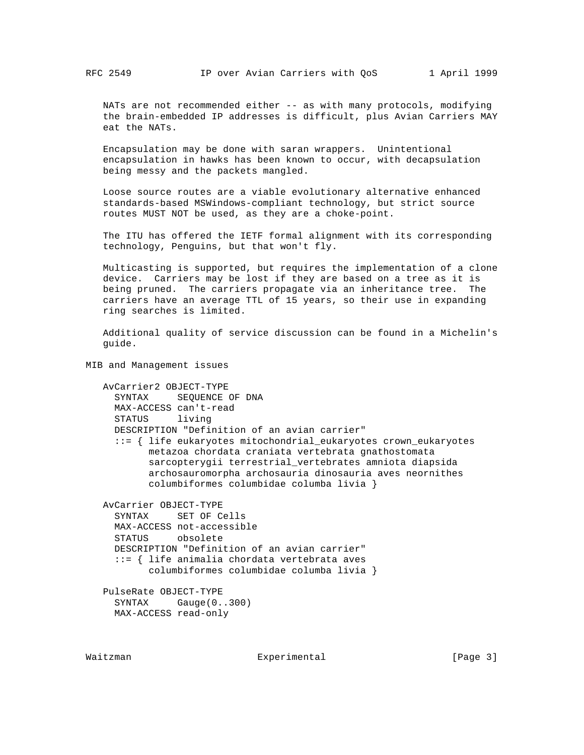NATs are not recommended either -- as with many protocols, modifying the brain-embedded IP addresses is difficult, plus Avian Carriers MAY eat the NATs.

Encapsulation may be done with saran wrappers. Unintentional encapsulation in hawks has been known to occur, with decapsulation being messy and the packets mangled.

Loose source routes are a viable evolutionary alternative enhanced standards-based MSWindows-compliant technology, but strict source routes MUST NOT be used, as they are a choke-point.

The ITU has offered the IETF formal alignment with its corresponding technology, Penguins, but that won't fly.

Multicasting is supported, but requires the implementation of a clone device. Carriers may be lost if they are based on a tree as it is being pruned. The carriers propagate via an inheritance tree. The carriers have an average TTL of 15 years, so their use in expanding ring searches is limited.

Additional quality of service discussion can be found in a Michelin's guide.

## MIB and Management issues

```
AvCarrier2 OBJECT-TYPE
  SYNTAX     SEQUENCE OF DNA
  MAX-ACCESS can't-read
  STATUS     living
  DESCRIPTION "Definition of an avian carrier"
  ::= { life eukaryotes mitochondrial_eukaryotes crown_eukaryotes
        metazoa chordata craniata vertebrata gnathostomata
        sarcopterygii terrestrial_vertebrates amniota diapsida
        archosauromorpha archosauria dinosauria aves neornithes
        columbiformes columbidae columba livia }

AvCarrier OBJECT-TYPE
  SYNTAX     SET OF Cells
  MAX-ACCESS not-accessible
  STATUS     obsolete
  DESCRIPTION "Definition of an avian carrier"
  ::= { life animalia chordata vertebrata aves
        columbiformes columbidae columba livia }

PulseRate OBJECT-TYPE
  SYNTAX     Gauge(0..300)
  MAX-ACCESS read-only
```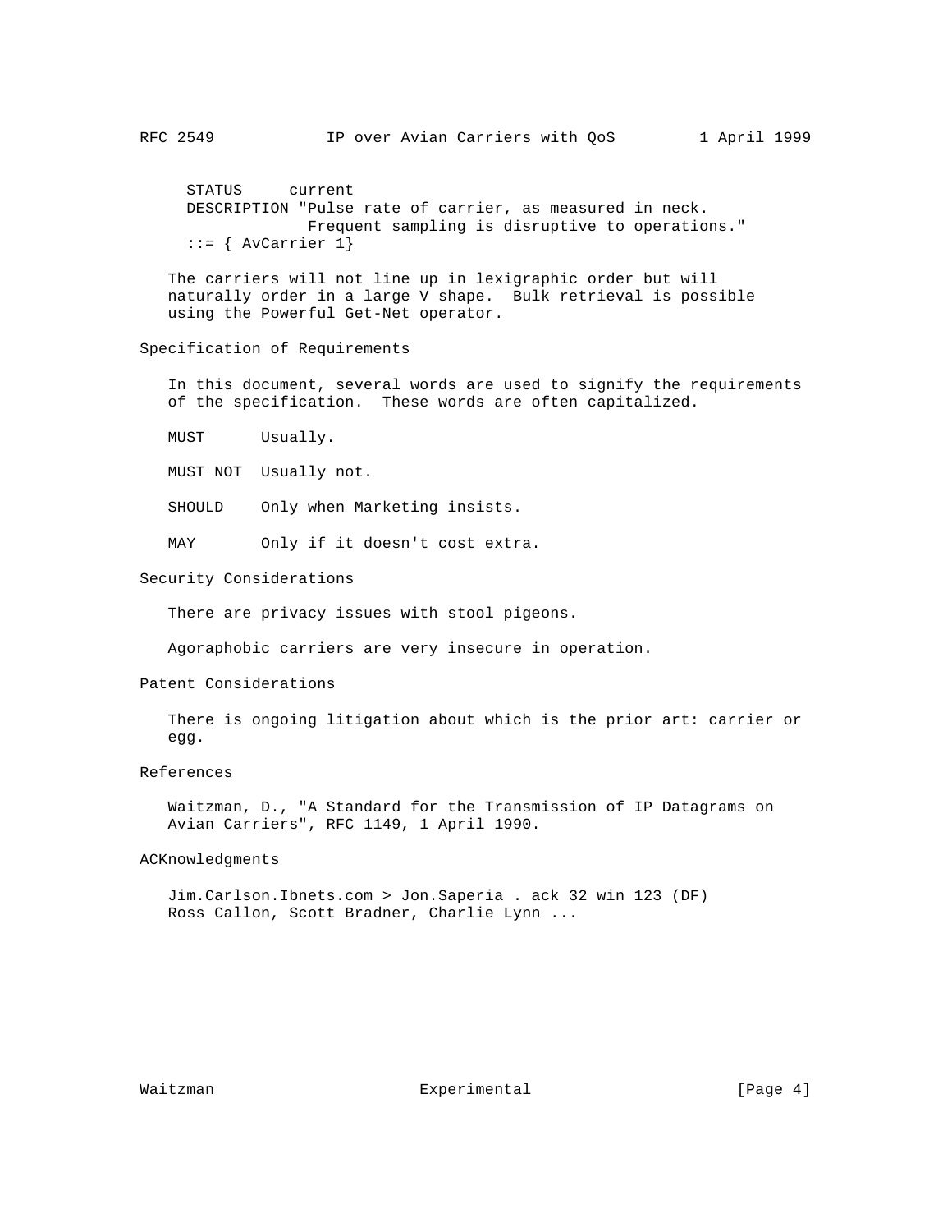```
   STATUS     current
   DESCRIPTION "Pulse rate of carrier, as measured in neck.
                Frequent sampling is disruptive to operations."
   ::= { AvCarrier 1}
```

The carriers will not line up in lexigraphic order but will naturally order in a large V shape. Bulk retrieval is possible using the Powerful Get-Net operator.

## Specification of Requirements

In this document, several words are used to signify the requirements of the specification. These words are often capitalized.

| | |
|---|---|
| MUST | Usually. |
| MUST NOT | Usually not. |
| SHOULD | Only when Marketing insists. |
| MAY | Only if it doesn't cost extra. |

## Security Considerations

There are privacy issues with stool pigeons.

Agoraphobic carriers are very insecure in operation.

## Patent Considerations

There is ongoing litigation about which is the prior art: carrier or egg.

## References

Waitzman, D., "A Standard for the Transmission of IP Datagrams on Avian Carriers", RFC 1149, 1 April 1990.

## ACKnowledgments

Jim.Carlson.Ibnets.com > Jon.Saperia . ack 32 win 123 (DF)
Ross Callon, Scott Bradner, Charlie Lynn ...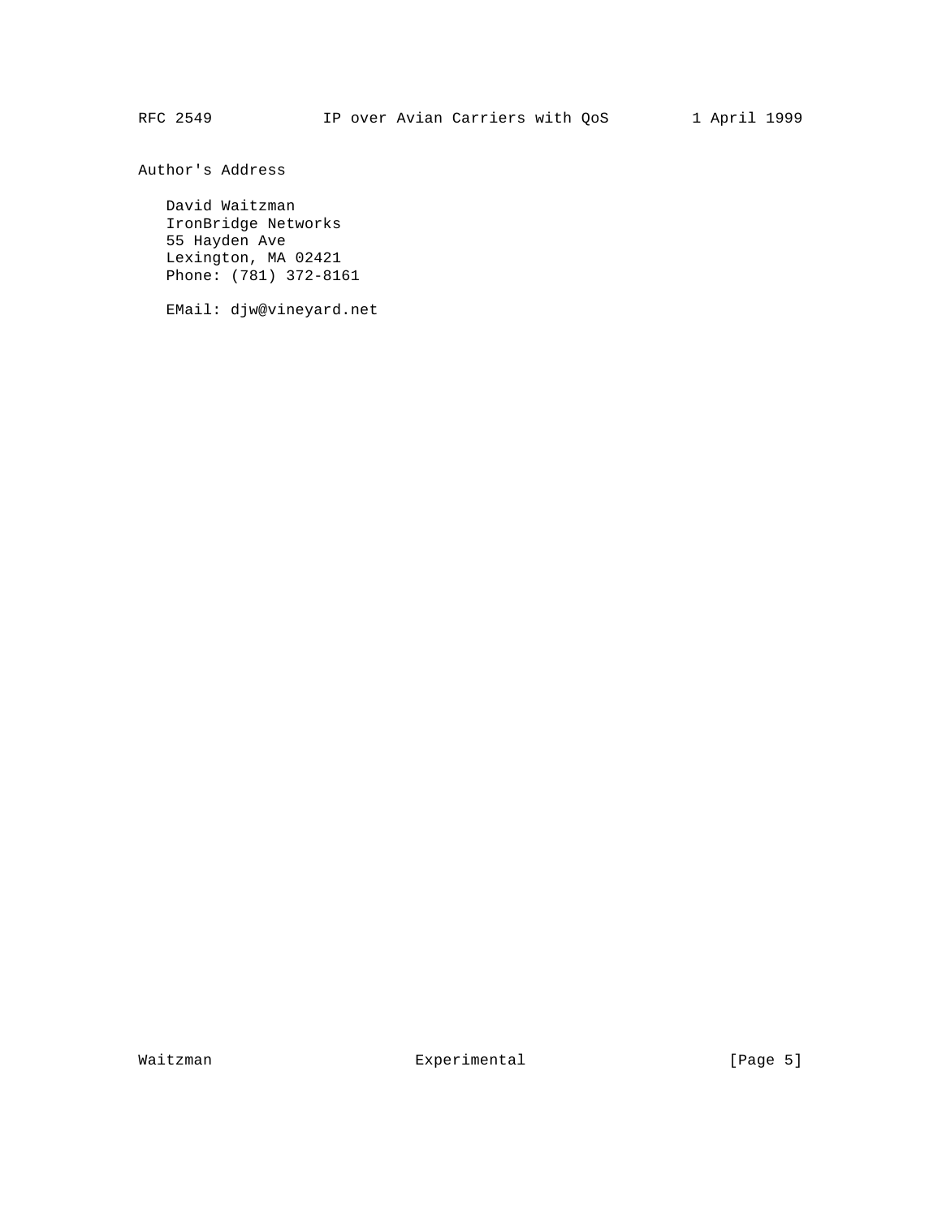## Author's Address

David Waitzman
IronBridge Networks
55 Hayden Ave
Lexington, MA 02421
Phone: (781) 372-8161

EMail: djw@vineyard.net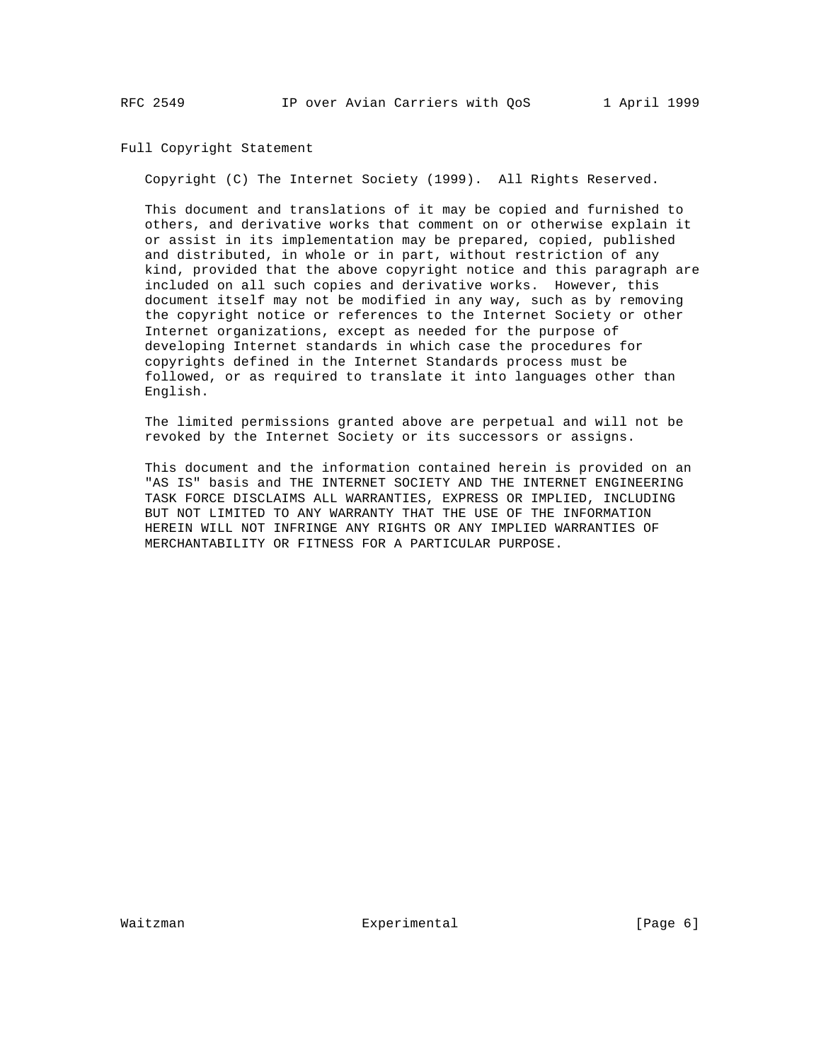## Full Copyright Statement

Copyright (C) The Internet Society (1999). All Rights Reserved.

This document and translations of it may be copied and furnished to others, and derivative works that comment on or otherwise explain it or assist in its implementation may be prepared, copied, published and distributed, in whole or in part, without restriction of any kind, provided that the above copyright notice and this paragraph are included on all such copies and derivative works. However, this document itself may not be modified in any way, such as by removing the copyright notice or references to the Internet Society or other Internet organizations, except as needed for the purpose of developing Internet standards in which case the procedures for copyrights defined in the Internet Standards process must be followed, or as required to translate it into languages other than English.

The limited permissions granted above are perpetual and will not be revoked by the Internet Society or its successors or assigns.

This document and the information contained herein is provided on an "AS IS" basis and THE INTERNET SOCIETY AND THE INTERNET ENGINEERING TASK FORCE DISCLAIMS ALL WARRANTIES, EXPRESS OR IMPLIED, INCLUDING BUT NOT LIMITED TO ANY WARRANTY THAT THE USE OF THE INFORMATION HEREIN WILL NOT INFRINGE ANY RIGHTS OR ANY IMPLIED WARRANTIES OF MERCHANTABILITY OR FITNESS FOR A PARTICULAR PURPOSE.